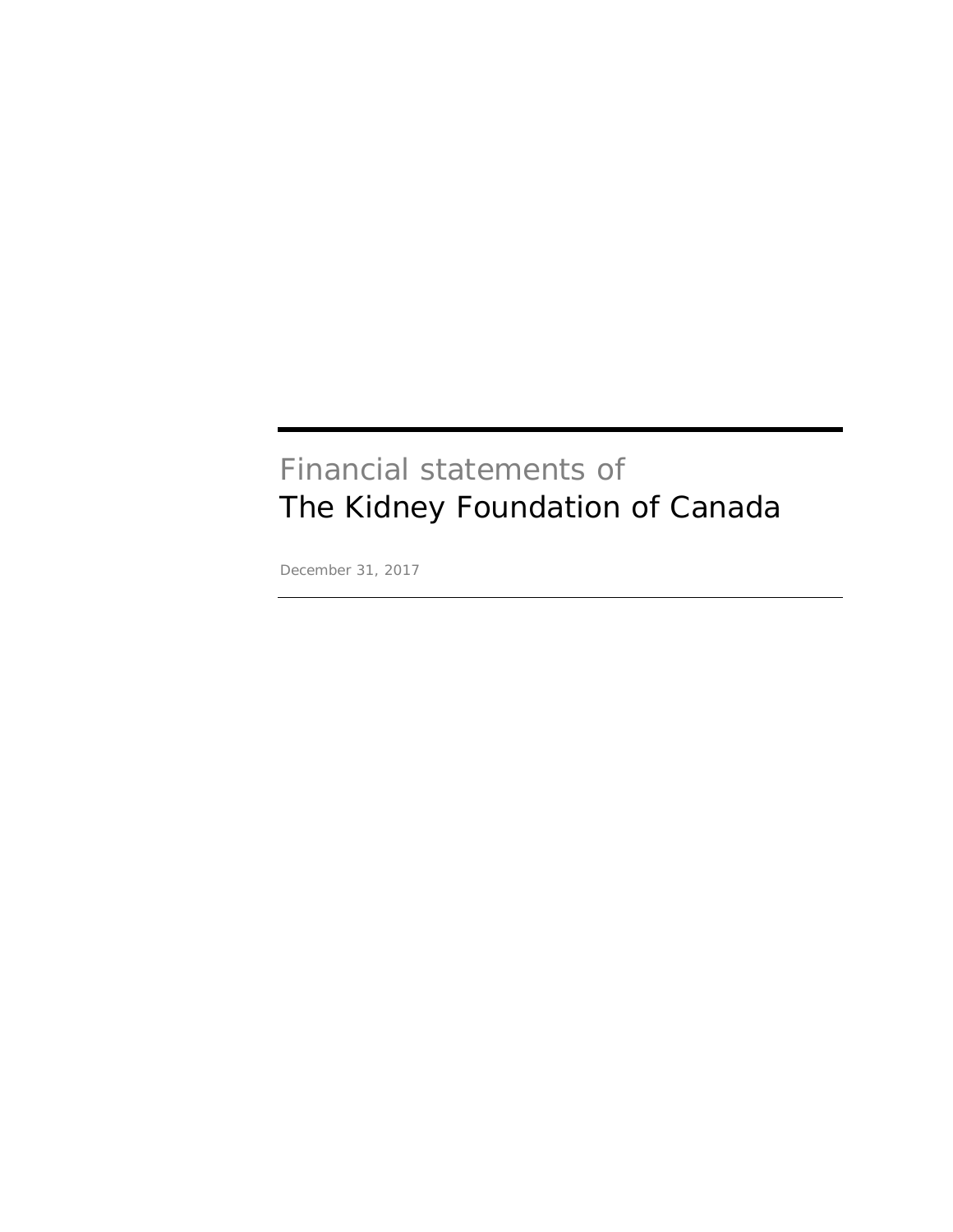# Financial statements of
# The Kidney Foundation of Canada

December 31, 2017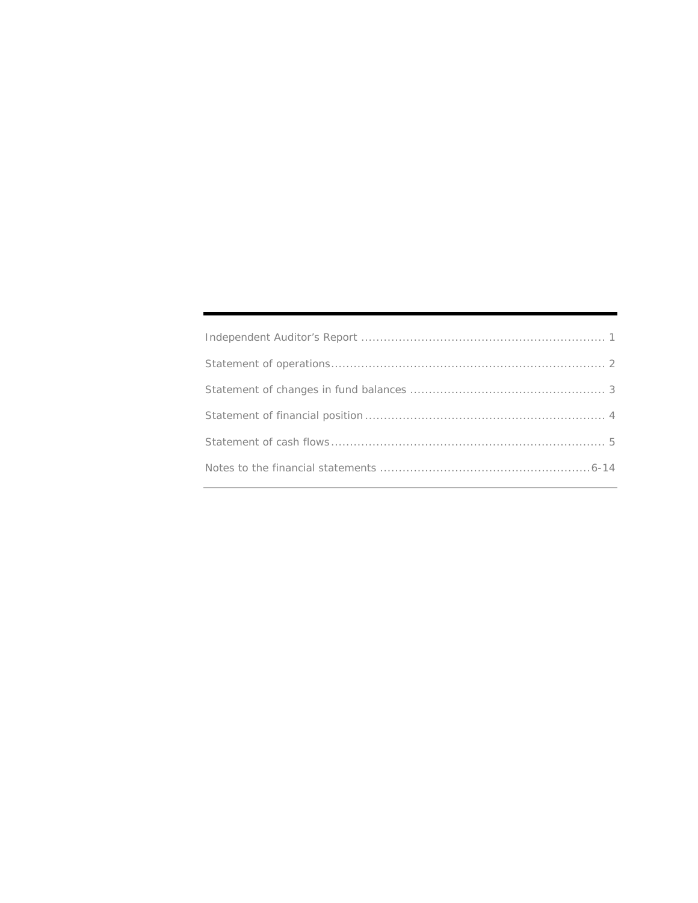| | |
|---|---|
| Independent Auditor's Report | 1 |
| Statement of operations | 2 |
| Statement of changes in fund balances | 3 |
| Statement of financial position | 4 |
| Statement of cash flows | 5 |
| Notes to the financial statements | 6-14 |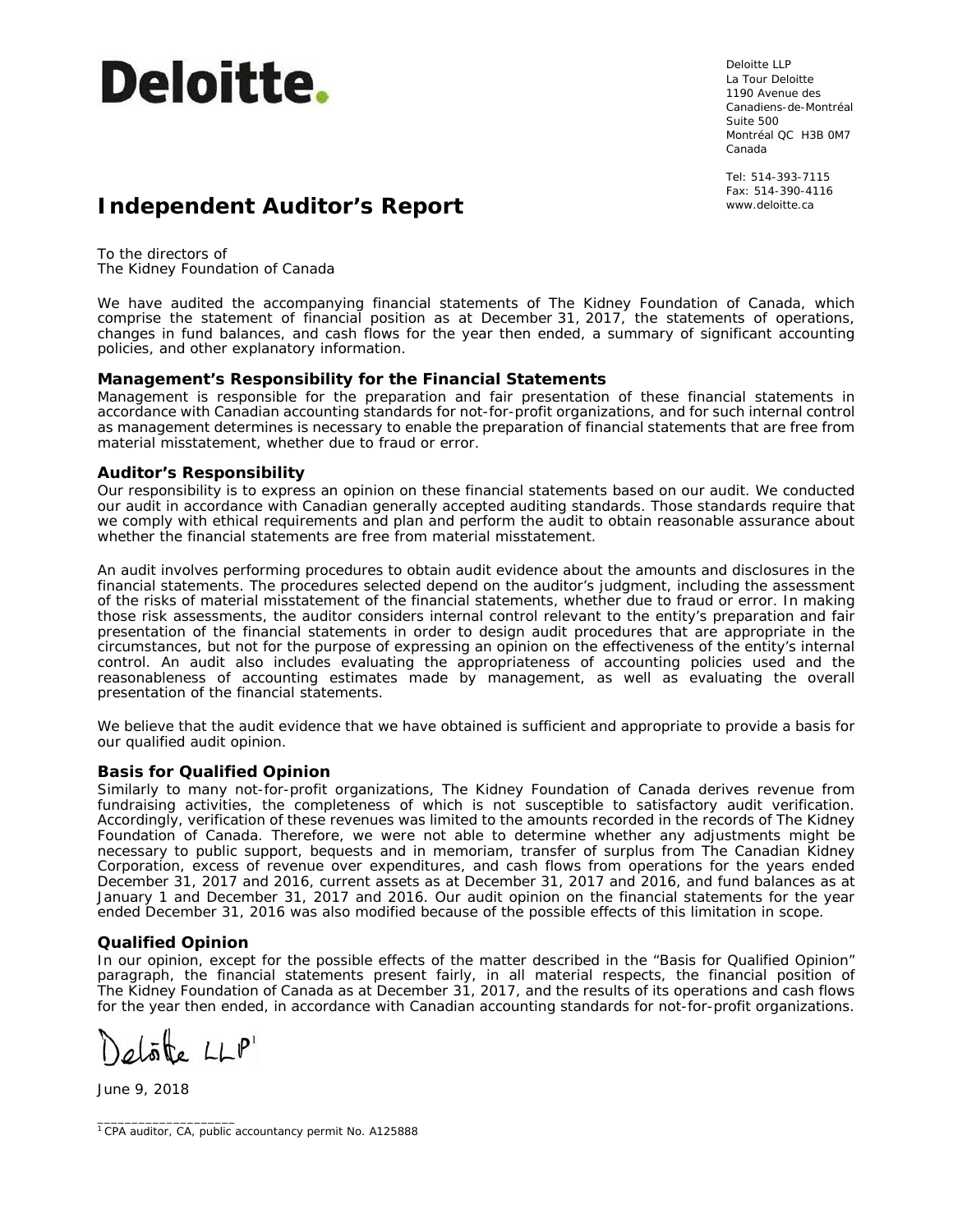**Deloitte.**

Deloitte LLP
La Tour Deloitte
1190 Avenue des
Canadiens-de-Montréal
Suite 500
Montréal QC H3B 0M7
Canada

Tel: 514-393-7115
Fax: 514-390-4116
www.deloitte.ca

# Independent Auditor's Report

To the directors of
The Kidney Foundation of Canada

We have audited the accompanying financial statements of The Kidney Foundation of Canada, which comprise the statement of financial position as at December 31, 2017, the statements of operations, changes in fund balances, and cash flows for the year then ended, a summary of significant accounting policies, and other explanatory information.

### Management's Responsibility for the Financial Statements

Management is responsible for the preparation and fair presentation of these financial statements in accordance with Canadian accounting standards for not-for-profit organizations, and for such internal control as management determines is necessary to enable the preparation of financial statements that are free from material misstatement, whether due to fraud or error.

### Auditor's Responsibility

Our responsibility is to express an opinion on these financial statements based on our audit. We conducted our audit in accordance with Canadian generally accepted auditing standards. Those standards require that we comply with ethical requirements and plan and perform the audit to obtain reasonable assurance about whether the financial statements are free from material misstatement.

An audit involves performing procedures to obtain audit evidence about the amounts and disclosures in the financial statements. The procedures selected depend on the auditor's judgment, including the assessment of the risks of material misstatement of the financial statements, whether due to fraud or error. In making those risk assessments, the auditor considers internal control relevant to the entity's preparation and fair presentation of the financial statements in order to design audit procedures that are appropriate in the circumstances, but not for the purpose of expressing an opinion on the effectiveness of the entity's internal control. An audit also includes evaluating the appropriateness of accounting policies used and the reasonableness of accounting estimates made by management, as well as evaluating the overall presentation of the financial statements.

We believe that the audit evidence that we have obtained is sufficient and appropriate to provide a basis for our qualified audit opinion.

### Basis for Qualified Opinion

Similarly to many not-for-profit organizations, The Kidney Foundation of Canada derives revenue from fundraising activities, the completeness of which is not susceptible to satisfactory audit verification. Accordingly, verification of these revenues was limited to the amounts recorded in the records of The Kidney Foundation of Canada. Therefore, we were not able to determine whether any adjustments might be necessary to public support, bequests and in memoriam, transfer of surplus from The Canadian Kidney Corporation, excess of revenue over expenditures, and cash flows from operations for the years ended December 31, 2017 and 2016, current assets as at December 31, 2017 and 2016, and fund balances as at January 1 and December 31, 2017 and 2016. Our audit opinion on the financial statements for the year ended December 31, 2016 was also modified because of the possible effects of this limitation in scope.

### Qualified Opinion

In our opinion, except for the possible effects of the matter described in the "Basis for Qualified Opinion" paragraph, the financial statements present fairly, in all material respects, the financial position of The Kidney Foundation of Canada as at December 31, 2017, and the results of its operations and cash flows for the year then ended, in accordance with Canadian accounting standards for not-for-profit organizations.

Deloitte LLP[1]

June 9, 2018

[1] CPA auditor, CA, public accountancy permit No. A125888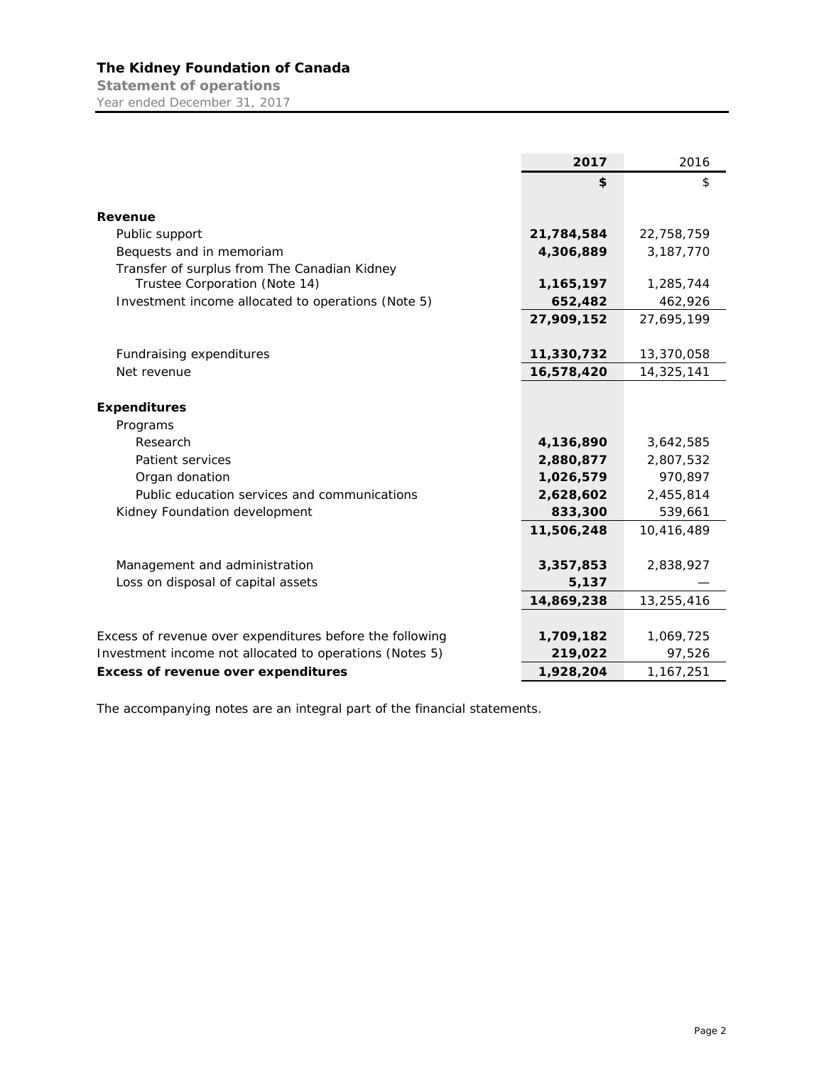# The Kidney Foundation of Canada

## Statement of operations

Year ended December 31, 2017

| | 2017 | 2016 |
|---|---|---|
| | **$** | $ |
| **Revenue** | | |
| Public support | **21,784,584** | 22,758,759 |
| Bequests and in memoriam | **4,306,889** | 3,187,770 |
| Transfer of surplus from The Canadian Kidney Trustee Corporation (Note 14) | **1,165,197** | 1,285,744 |
| Investment income allocated to operations (Note 5) | **652,482** | 462,926 |
| | **27,909,152** | 27,695,199 |
| Fundraising expenditures | **11,330,732** | 13,370,058 |
| Net revenue | **16,578,420** | 14,325,141 |
| **Expenditures** | | |
| Programs | | |
| Research | **4,136,890** | 3,642,585 |
| Patient services | **2,880,877** | 2,807,532 |
| Organ donation | **1,026,579** | 970,897 |
| Public education services and communications | **2,628,602** | 2,455,814 |
| Kidney Foundation development | **833,300** | 539,661 |
| | **11,506,248** | 10,416,489 |
| Management and administration | **3,357,853** | 2,838,927 |
| Loss on disposal of capital assets | **5,137** | — |
| | **14,869,238** | 13,255,416 |
| Excess of revenue over expenditures before the following | **1,709,182** | 1,069,725 |
| Investment income not allocated to operations (Notes 5) | **219,022** | 97,526 |
| **Excess of revenue over expenditures** | **1,928,204** | 1,167,251 |

The accompanying notes are an integral part of the financial statements.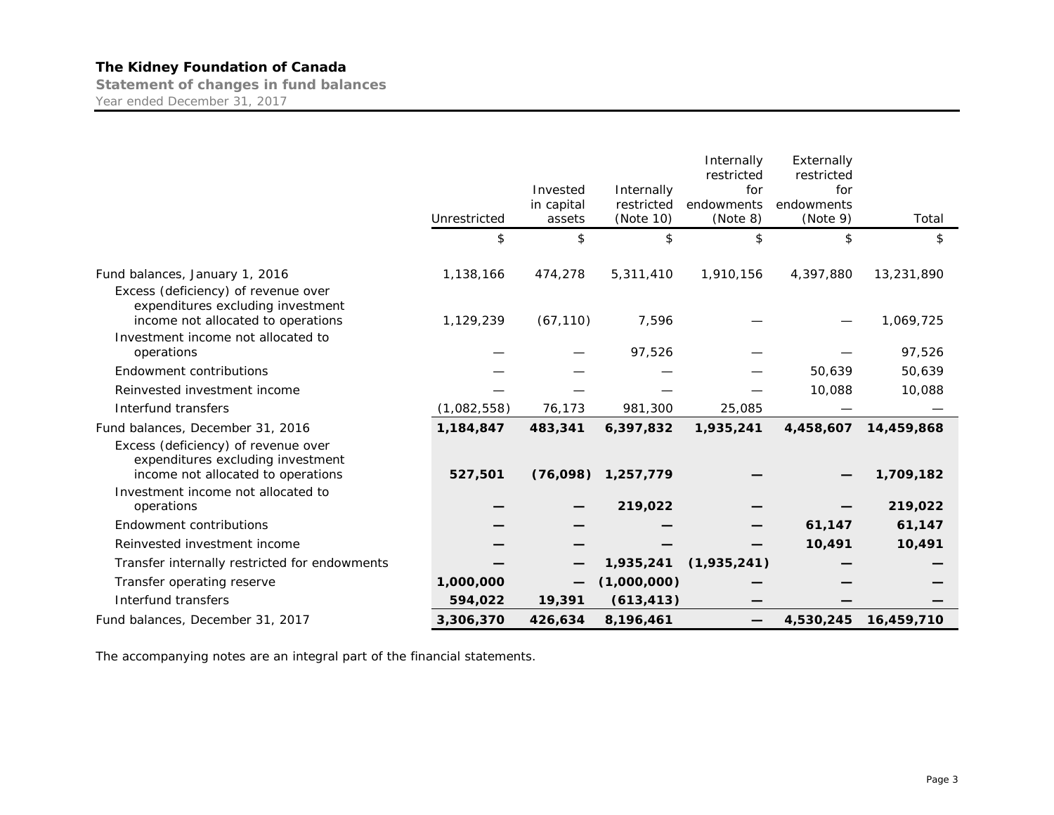# The Kidney Foundation of Canada

## Statement of changes in fund balances

Year ended December 31, 2017

| | Unrestricted | Invested in capital assets | Internally restricted (Note 10) | Internally restricted for endowments (Note 8) | Externally restricted for endowments (Note 9) | Total |
|---|---|---|---|---|---|---|
| | $ | $ | $ | $ | $ | $ |
| Fund balances, January 1, 2016 | 1,138,166 | 474,278 | 5,311,410 | 1,910,156 | 4,397,880 | 13,231,890 |
| Excess (deficiency) of revenue over expenditures excluding investment income not allocated to operations | 1,129,239 | (67,110) | 7,596 | — | — | 1,069,725 |
| Investment income not allocated to operations | — | — | 97,526 | — | — | 97,526 |
| Endowment contributions | — | — | — | — | 50,639 | 50,639 |
| Reinvested investment income | — | — | — | — | 10,088 | 10,088 |
| Interfund transfers | (1,082,558) | 76,173 | 981,300 | 25,085 | — | — |
| Fund balances, December 31, 2016 | **1,184,847** | **483,341** | **6,397,832** | **1,935,241** | **4,458,607** | **14,459,868** |
| Excess (deficiency) of revenue over expenditures excluding investment income not allocated to operations | **527,501** | **(76,098)** | **1,257,779** | **—** | **—** | **1,709,182** |
| Investment income not allocated to operations | **—** | **—** | **219,022** | **—** | **—** | **219,022** |
| Endowment contributions | **—** | **—** | **—** | **—** | **61,147** | **61,147** |
| Reinvested investment income | **—** | **—** | **—** | **—** | **10,491** | **10,491** |
| Transfer internally restricted for endowments | **—** | **—** | **1,935,241** | **(1,935,241)** | **—** | **—** |
| Transfer operating reserve | **1,000,000** | **—** | **(1,000,000)** | **—** | **—** | **—** |
| Interfund transfers | **594,022** | **19,391** | **(613,413)** | **—** | **—** | **—** |
| Fund balances, December 31, 2017 | **3,306,370** | **426,634** | **8,196,461** | **—** | **4,530,245** | **16,459,710** |

The accompanying notes are an integral part of the financial statements.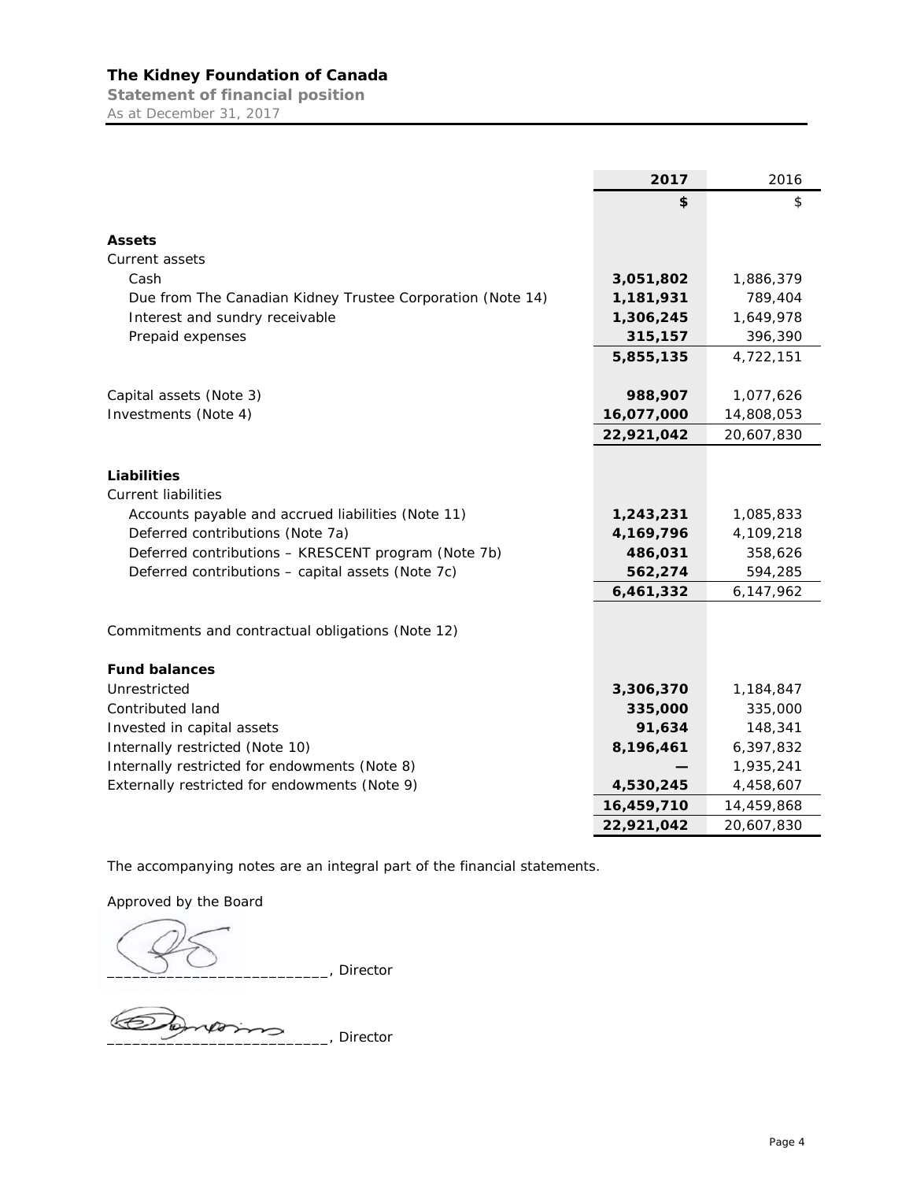# The Kidney Foundation of Canada

**Statement of financial position**

As at December 31, 2017

| | 2017 | 2016 |
|---|---|---|
| | $ | $ |
| **Assets** | | |
| Current assets | | |
| Cash | **3,051,802** | 1,886,379 |
| Due from The Canadian Kidney Trustee Corporation (Note 14) | **1,181,931** | 789,404 |
| Interest and sundry receivable | **1,306,245** | 1,649,978 |
| Prepaid expenses | **315,157** | 396,390 |
| | **5,855,135** | 4,722,151 |
| Capital assets (Note 3) | **988,907** | 1,077,626 |
| Investments (Note 4) | **16,077,000** | 14,808,053 |
| | **22,921,042** | 20,607,830 |
| **Liabilities** | | |
| Current liabilities | | |
| Accounts payable and accrued liabilities (Note 11) | **1,243,231** | 1,085,833 |
| Deferred contributions (Note 7a) | **4,169,796** | 4,109,218 |
| Deferred contributions – KRESCENT program (Note 7b) | **486,031** | 358,626 |
| Deferred contributions – capital assets (Note 7c) | **562,274** | 594,285 |
| | **6,461,332** | 6,147,962 |
| Commitments and contractual obligations (Note 12) | | |
| **Fund balances** | | |
| Unrestricted | **3,306,370** | 1,184,847 |
| Contributed land | **335,000** | 335,000 |
| Invested in capital assets | **91,634** | 148,341 |
| Internally restricted (Note 10) | **8,196,461** | 6,397,832 |
| Internally restricted for endowments (Note 8) | **—** | 1,935,241 |
| Externally restricted for endowments (Note 9) | **4,530,245** | 4,458,607 |
| | **16,459,710** | 14,459,868 |
| | **22,921,042** | 20,607,830 |

The accompanying notes are an integral part of the financial statements.

Approved by the Board

__________________________, Director

__________________________, Director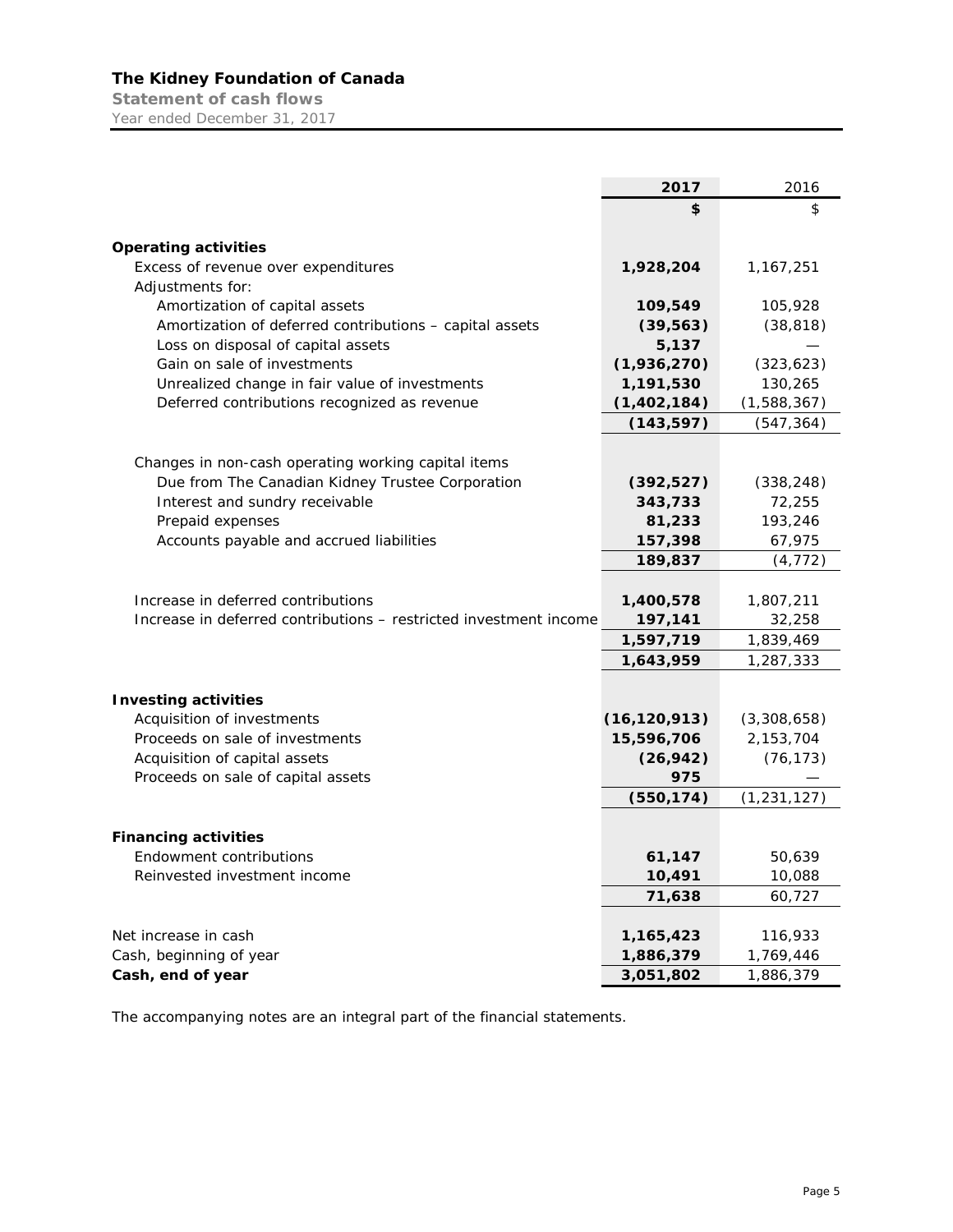# The Kidney Foundation of Canada

**Statement of cash flows**

Year ended December 31, 2017

| | 2017 | 2016 |
|---|---|---|
| | **$** | $ |
| **Operating activities** | | |
| Excess of revenue over expenditures | **1,928,204** | 1,167,251 |
| Adjustments for: | | |
| Amortization of capital assets | **109,549** | 105,928 |
| Amortization of deferred contributions – capital assets | **(39,563)** | (38,818) |
| Loss on disposal of capital assets | **5,137** | — |
| Gain on sale of investments | **(1,936,270)** | (323,623) |
| Unrealized change in fair value of investments | **1,191,530** | 130,265 |
| Deferred contributions recognized as revenue | **(1,402,184)** | (1,588,367) |
| | **(143,597)** | (547,364) |
| Changes in non-cash operating working capital items | | |
| Due from The Canadian Kidney Trustee Corporation | **(392,527)** | (338,248) |
| Interest and sundry receivable | **343,733** | 72,255 |
| Prepaid expenses | **81,233** | 193,246 |
| Accounts payable and accrued liabilities | **157,398** | 67,975 |
| | **189,837** | (4,772) |
| Increase in deferred contributions | **1,400,578** | 1,807,211 |
| Increase in deferred contributions – restricted investment income | **197,141** | 32,258 |
| | **1,597,719** | 1,839,469 |
| | **1,643,959** | 1,287,333 |
| **Investing activities** | | |
| Acquisition of investments | **(16,120,913)** | (3,308,658) |
| Proceeds on sale of investments | **15,596,706** | 2,153,704 |
| Acquisition of capital assets | **(26,942)** | (76,173) |
| Proceeds on sale of capital assets | **975** | — |
| | **(550,174)** | (1,231,127) |
| **Financing activities** | | |
| Endowment contributions | **61,147** | 50,639 |
| Reinvested investment income | **10,491** | 10,088 |
| | **71,638** | 60,727 |
| Net increase in cash | **1,165,423** | 116,933 |
| Cash, beginning of year | **1,886,379** | 1,769,446 |
| **Cash, end of year** | **3,051,802** | 1,886,379 |

The accompanying notes are an integral part of the financial statements.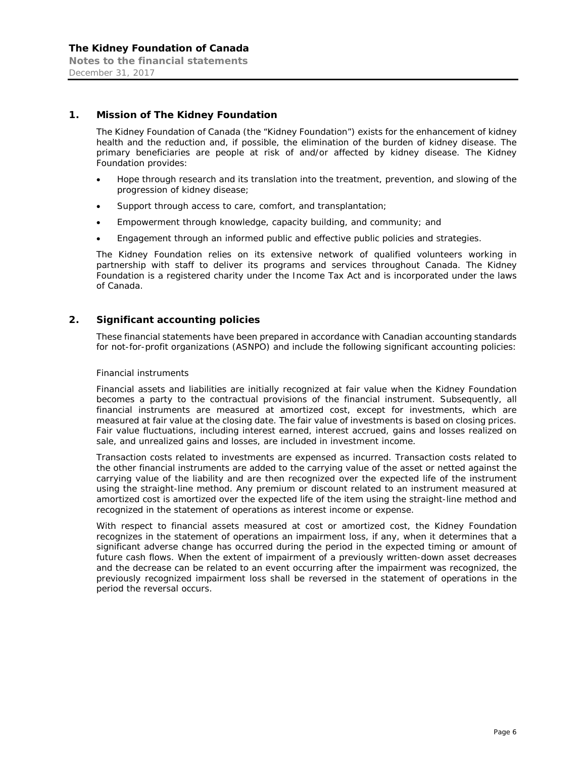## 1. Mission of The Kidney Foundation

The Kidney Foundation of Canada (the "Kidney Foundation") exists for the enhancement of kidney health and the reduction and, if possible, the elimination of the burden of kidney disease. The primary beneficiaries are people at risk of and/or affected by kidney disease. The Kidney Foundation provides:

- Hope through research and its translation into the treatment, prevention, and slowing of the progression of kidney disease;
- Support through access to care, comfort, and transplantation;
- Empowerment through knowledge, capacity building, and community; and
- Engagement through an informed public and effective public policies and strategies.

The Kidney Foundation relies on its extensive network of qualified volunteers working in partnership with staff to deliver its programs and services throughout Canada. The Kidney Foundation is a registered charity under the *Income Tax Act* and is incorporated under the laws of Canada.

## 2. Significant accounting policies

These financial statements have been prepared in accordance with Canadian accounting standards for not-for-profit organizations (ASNPO) and include the following significant accounting policies:

### Financial instruments

Financial assets and liabilities are initially recognized at fair value when the Kidney Foundation becomes a party to the contractual provisions of the financial instrument. Subsequently, all financial instruments are measured at amortized cost, except for investments, which are measured at fair value at the closing date. The fair value of investments is based on closing prices. Fair value fluctuations, including interest earned, interest accrued, gains and losses realized on sale, and unrealized gains and losses, are included in investment income.

Transaction costs related to investments are expensed as incurred. Transaction costs related to the other financial instruments are added to the carrying value of the asset or netted against the carrying value of the liability and are then recognized over the expected life of the instrument using the straight-line method. Any premium or discount related to an instrument measured at amortized cost is amortized over the expected life of the item using the straight-line method and recognized in the statement of operations as interest income or expense.

With respect to financial assets measured at cost or amortized cost, the Kidney Foundation recognizes in the statement of operations an impairment loss, if any, when it determines that a significant adverse change has occurred during the period in the expected timing or amount of future cash flows. When the extent of impairment of a previously written-down asset decreases and the decrease can be related to an event occurring after the impairment was recognized, the previously recognized impairment loss shall be reversed in the statement of operations in the period the reversal occurs.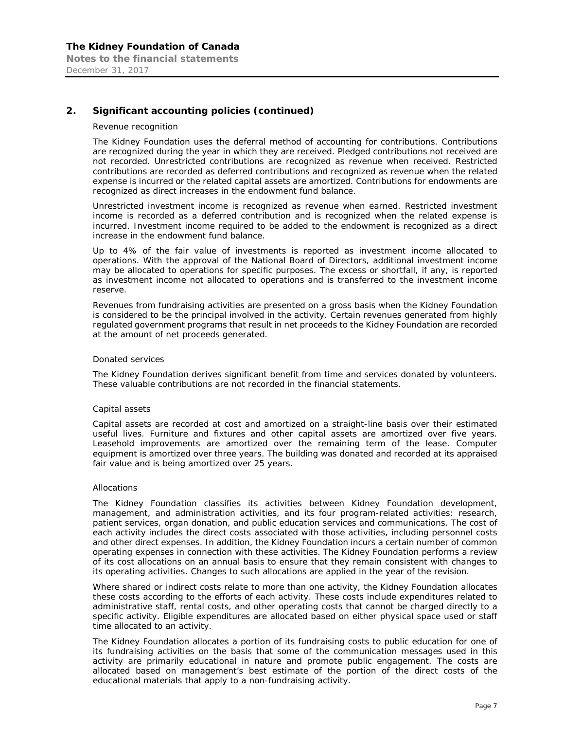## 2. Significant accounting policies (continued)

Revenue recognition

The Kidney Foundation uses the deferral method of accounting for contributions. Contributions are recognized during the year in which they are received. Pledged contributions not received are not recorded. Unrestricted contributions are recognized as revenue when received. Restricted contributions are recorded as deferred contributions and recognized as revenue when the related expense is incurred or the related capital assets are amortized. Contributions for endowments are recognized as direct increases in the endowment fund balance.

Unrestricted investment income is recognized as revenue when earned. Restricted investment income is recorded as a deferred contribution and is recognized when the related expense is incurred. Investment income required to be added to the endowment is recognized as a direct increase in the endowment fund balance.

Up to 4% of the fair value of investments is reported as investment income allocated to operations. With the approval of the National Board of Directors, additional investment income may be allocated to operations for specific purposes. The excess or shortfall, if any, is reported as investment income not allocated to operations and is transferred to the investment income reserve.

Revenues from fundraising activities are presented on a gross basis when the Kidney Foundation is considered to be the principal involved in the activity. Certain revenues generated from highly regulated government programs that result in net proceeds to the Kidney Foundation are recorded at the amount of net proceeds generated.

Donated services

The Kidney Foundation derives significant benefit from time and services donated by volunteers. These valuable contributions are not recorded in the financial statements.

Capital assets

Capital assets are recorded at cost and amortized on a straight-line basis over their estimated useful lives. Furniture and fixtures and other capital assets are amortized over five years. Leasehold improvements are amortized over the remaining term of the lease. Computer equipment is amortized over three years. The building was donated and recorded at its appraised fair value and is being amortized over 25 years.

Allocations

The Kidney Foundation classifies its activities between Kidney Foundation development, management, and administration activities, and its four program-related activities: research, patient services, organ donation, and public education services and communications. The cost of each activity includes the direct costs associated with those activities, including personnel costs and other direct expenses. In addition, the Kidney Foundation incurs a certain number of common operating expenses in connection with these activities. The Kidney Foundation performs a review of its cost allocations on an annual basis to ensure that they remain consistent with changes to its operating activities. Changes to such allocations are applied in the year of the revision.

Where shared or indirect costs relate to more than one activity, the Kidney Foundation allocates these costs according to the efforts of each activity. These costs include expenditures related to administrative staff, rental costs, and other operating costs that cannot be charged directly to a specific activity. Eligible expenditures are allocated based on either physical space used or staff time allocated to an activity.

The Kidney Foundation allocates a portion of its fundraising costs to public education for one of its fundraising activities on the basis that some of the communication messages used in this activity are primarily educational in nature and promote public engagement. The costs are allocated based on management's best estimate of the portion of the direct costs of the educational materials that apply to a non-fundraising activity.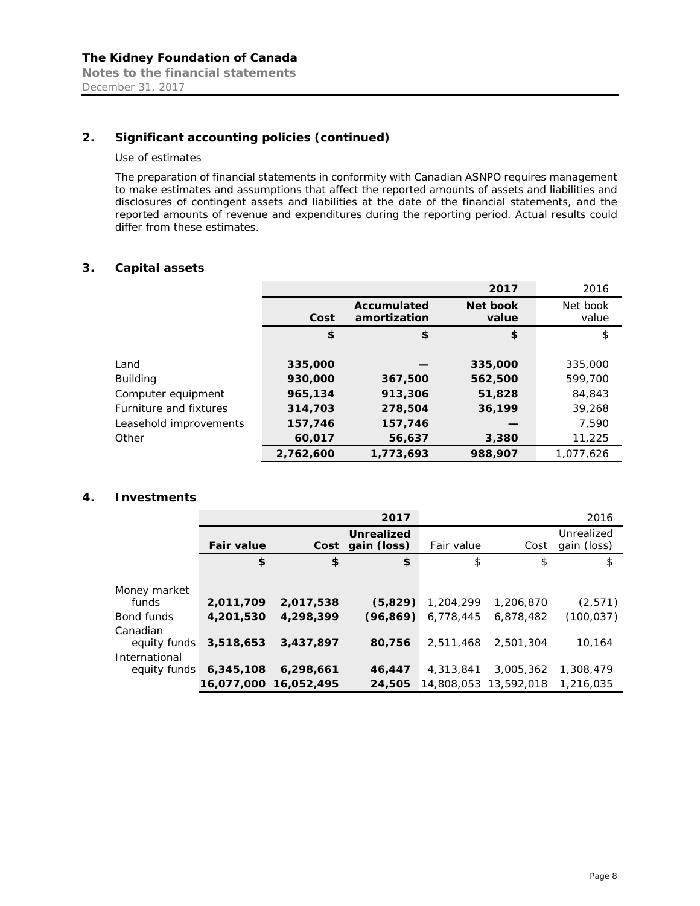## 2. Significant accounting policies (continued)

Use of estimates

The preparation of financial statements in conformity with Canadian ASNPO requires management to make estimates and assumptions that affect the reported amounts of assets and liabilities and disclosures of contingent assets and liabilities at the date of the financial statements, and the reported amounts of revenue and expenditures during the reporting period. Actual results could differ from these estimates.

## 3. Capital assets

| | | | 2017 | 2016 |
|---|---|---|---|---|
| | Cost | Accumulated amortization | Net book value | Net book value |
| | $ | $ | $ | $ |
| Land | 335,000 | — | 335,000 | 335,000 |
| Building | 930,000 | 367,500 | 562,500 | 599,700 |
| Computer equipment | 965,134 | 913,306 | 51,828 | 84,843 |
| Furniture and fixtures | 314,703 | 278,504 | 36,199 | 39,268 |
| Leasehold improvements | 157,746 | 157,746 | — | 7,590 |
| Other | 60,017 | 56,637 | 3,380 | 11,225 |
| | 2,762,600 | 1,773,693 | 988,907 | 1,077,626 |

## 4. Investments

| | | | 2017 | | | 2016 |
|---|---|---|---|---|---|---|
| | Fair value | Cost | Unrealized gain (loss) | Fair value | Cost | Unrealized gain (loss) |
| | $ | $ | $ | $ | $ | $ |
| Money market funds | 2,011,709 | 2,017,538 | (5,829) | 1,204,299 | 1,206,870 | (2,571) |
| Bond funds | 4,201,530 | 4,298,399 | (96,869) | 6,778,445 | 6,878,482 | (100,037) |
| Canadian equity funds | 3,518,653 | 3,437,897 | 80,756 | 2,511,468 | 2,501,304 | 10,164 |
| International equity funds | 6,345,108 | 6,298,661 | 46,447 | 4,313,841 | 3,005,362 | 1,308,479 |
| | 16,077,000 | 16,052,495 | 24,505 | 14,808,053 | 13,592,018 | 1,216,035 |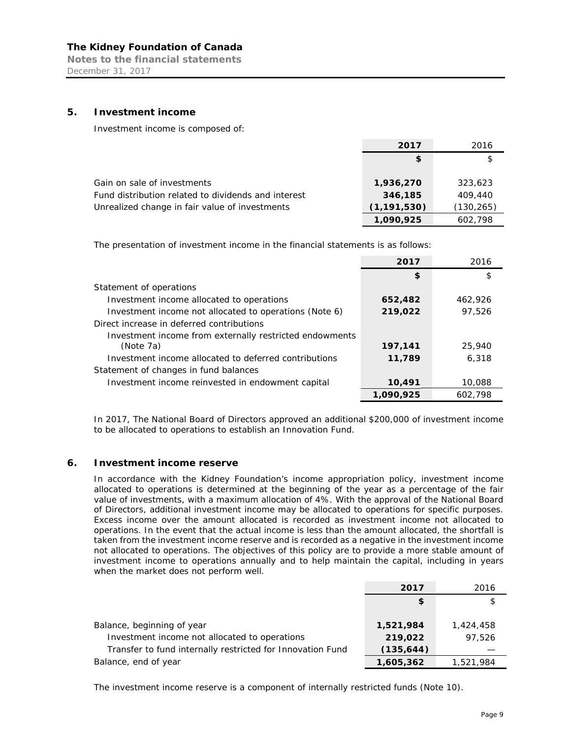## 5. Investment income

Investment income is composed of:

| | **2017** | 2016 |
|---|---|---|
| | **$** | $ |
| Gain on sale of investments | **1,936,270** | 323,623 |
| Fund distribution related to dividends and interest | **346,185** | 409,440 |
| Unrealized change in fair value of investments | **(1,191,530)** | (130,265) |
| | **1,090,925** | 602,798 |

The presentation of investment income in the financial statements is as follows:

| | **2017** | 2016 |
|---|---|---|
| | **$** | $ |
| Statement of operations | | |
| Investment income allocated to operations | **652,482** | 462,926 |
| Investment income not allocated to operations (Note 6) | **219,022** | 97,526 |
| Direct increase in deferred contributions | | |
| Investment income from externally restricted endowments (Note 7a) | **197,141** | 25,940 |
| Investment income allocated to deferred contributions | **11,789** | 6,318 |
| Statement of changes in fund balances | | |
| Investment income reinvested in endowment capital | **10,491** | 10,088 |
| | **1,090,925** | 602,798 |

In 2017, The National Board of Directors approved an additional $200,000 of investment income to be allocated to operations to establish an Innovation Fund.

## 6. Investment income reserve

In accordance with the Kidney Foundation's income appropriation policy, investment income allocated to operations is determined at the beginning of the year as a percentage of the fair value of investments, with a maximum allocation of 4%. With the approval of the National Board of Directors, additional investment income may be allocated to operations for specific purposes. Excess income over the amount allocated is recorded as investment income not allocated to operations. In the event that the actual income is less than the amount allocated, the shortfall is taken from the investment income reserve and is recorded as a negative in the investment income not allocated to operations. The objectives of this policy are to provide a more stable amount of investment income to operations annually and to help maintain the capital, including in years when the market does not perform well.

| | **2017** | 2016 |
|---|---|---|
| | **$** | $ |
| Balance, beginning of year | **1,521,984** | 1,424,458 |
| Investment income not allocated to operations | **219,022** | 97,526 |
| Transfer to fund internally restricted for Innovation Fund | **(135,644)** | — |
| Balance, end of year | **1,605,362** | 1,521,984 |

The investment income reserve is a component of internally restricted funds (Note 10).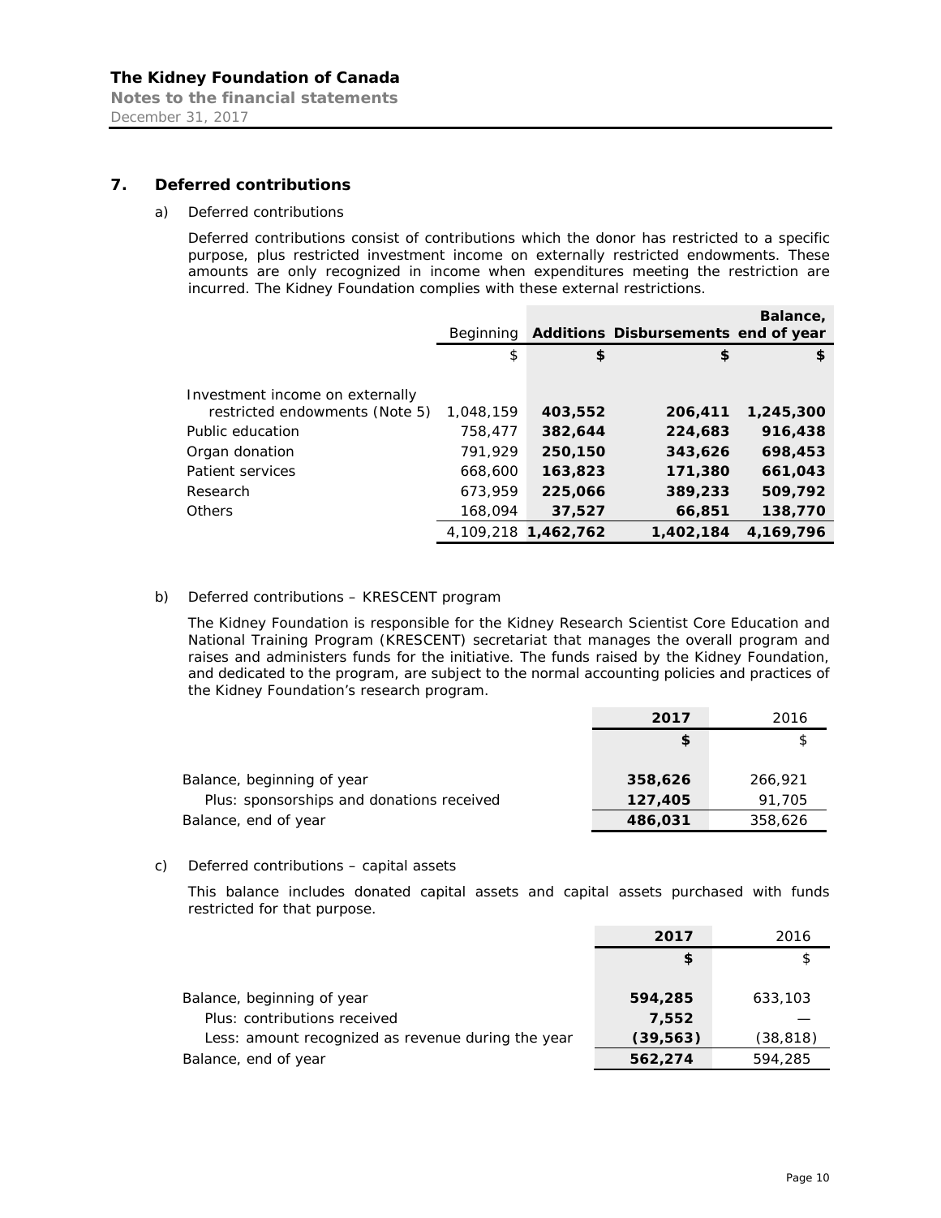## 7. Deferred contributions

a) Deferred contributions

Deferred contributions consist of contributions which the donor has restricted to a specific purpose, plus restricted investment income on externally restricted endowments. These amounts are only recognized in income when expenditures meeting the restriction are incurred. The Kidney Foundation complies with these external restrictions.

| | Beginning | **Additions** | **Disbursements** | **Balance, end of year** |
|---|---|---|---|---|
| | $ | **$** | **$** | **$** |
| Investment income on externally restricted endowments (Note 5) | 1,048,159 | **403,552** | **206,411** | **1,245,300** |
| Public education | 758,477 | **382,644** | **224,683** | **916,438** |
| Organ donation | 791,929 | **250,150** | **343,626** | **698,453** |
| Patient services | 668,600 | **163,823** | **171,380** | **661,043** |
| Research | 673,959 | **225,066** | **389,233** | **509,792** |
| Others | 168,094 | **37,527** | **66,851** | **138,770** |
| | 4,109,218 | **1,462,762** | **1,402,184** | **4,169,796** |

b) Deferred contributions – KRESCENT program

The Kidney Foundation is responsible for the Kidney Research Scientist Core Education and National Training Program (KRESCENT) secretariat that manages the overall program and raises and administers funds for the initiative. The funds raised by the Kidney Foundation, and dedicated to the program, are subject to the normal accounting policies and practices of the Kidney Foundation's research program.

| | **2017** | 2016 |
|---|---|---|
| | **$** | $ |
| Balance, beginning of year | **358,626** | 266,921 |
| Plus: sponsorships and donations received | **127,405** | 91,705 |
| Balance, end of year | **486,031** | 358,626 |

c) Deferred contributions – capital assets

This balance includes donated capital assets and capital assets purchased with funds restricted for that purpose.

| | **2017** | 2016 |
|---|---|---|
| | **$** | $ |
| Balance, beginning of year | **594,285** | 633,103 |
| Plus: contributions received | **7,552** | — |
| Less: amount recognized as revenue during the year | **(39,563)** | (38,818) |
| Balance, end of year | **562,274** | 594,285 |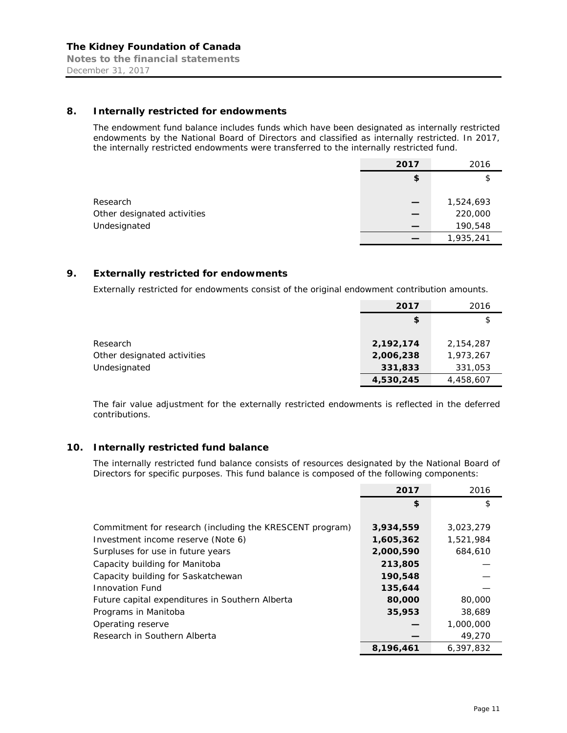## 8. Internally restricted for endowments

The endowment fund balance includes funds which have been designated as internally restricted endowments by the National Board of Directors and classified as internally restricted. In 2017, the internally restricted endowments were transferred to the internally restricted fund.

| | 2017 | 2016 |
|---|---|---|
| | $ | $ |
| Research | — | 1,524,693 |
| Other designated activities | — | 220,000 |
| Undesignated | — | 190,548 |
| | — | 1,935,241 |

## 9. Externally restricted for endowments

Externally restricted for endowments consist of the original endowment contribution amounts.

| | 2017 | 2016 |
|---|---|---|
| | $ | $ |
| Research | 2,192,174 | 2,154,287 |
| Other designated activities | 2,006,238 | 1,973,267 |
| Undesignated | 331,833 | 331,053 |
| | 4,530,245 | 4,458,607 |

The fair value adjustment for the externally restricted endowments is reflected in the deferred contributions.

## 10. Internally restricted fund balance

The internally restricted fund balance consists of resources designated by the National Board of Directors for specific purposes. This fund balance is composed of the following components:

| | 2017 | 2016 |
|---|---|---|
| | $ | $ |
| Commitment for research (including the KRESCENT program) | 3,934,559 | 3,023,279 |
| Investment income reserve (Note 6) | 1,605,362 | 1,521,984 |
| Surpluses for use in future years | 2,000,590 | 684,610 |
| Capacity building for Manitoba | 213,805 | — |
| Capacity building for Saskatchewan | 190,548 | — |
| Innovation Fund | 135,644 | — |
| Future capital expenditures in Southern Alberta | 80,000 | 80,000 |
| Programs in Manitoba | 35,953 | 38,689 |
| Operating reserve | — | 1,000,000 |
| Research in Southern Alberta | — | 49,270 |
| | 8,196,461 | 6,397,832 |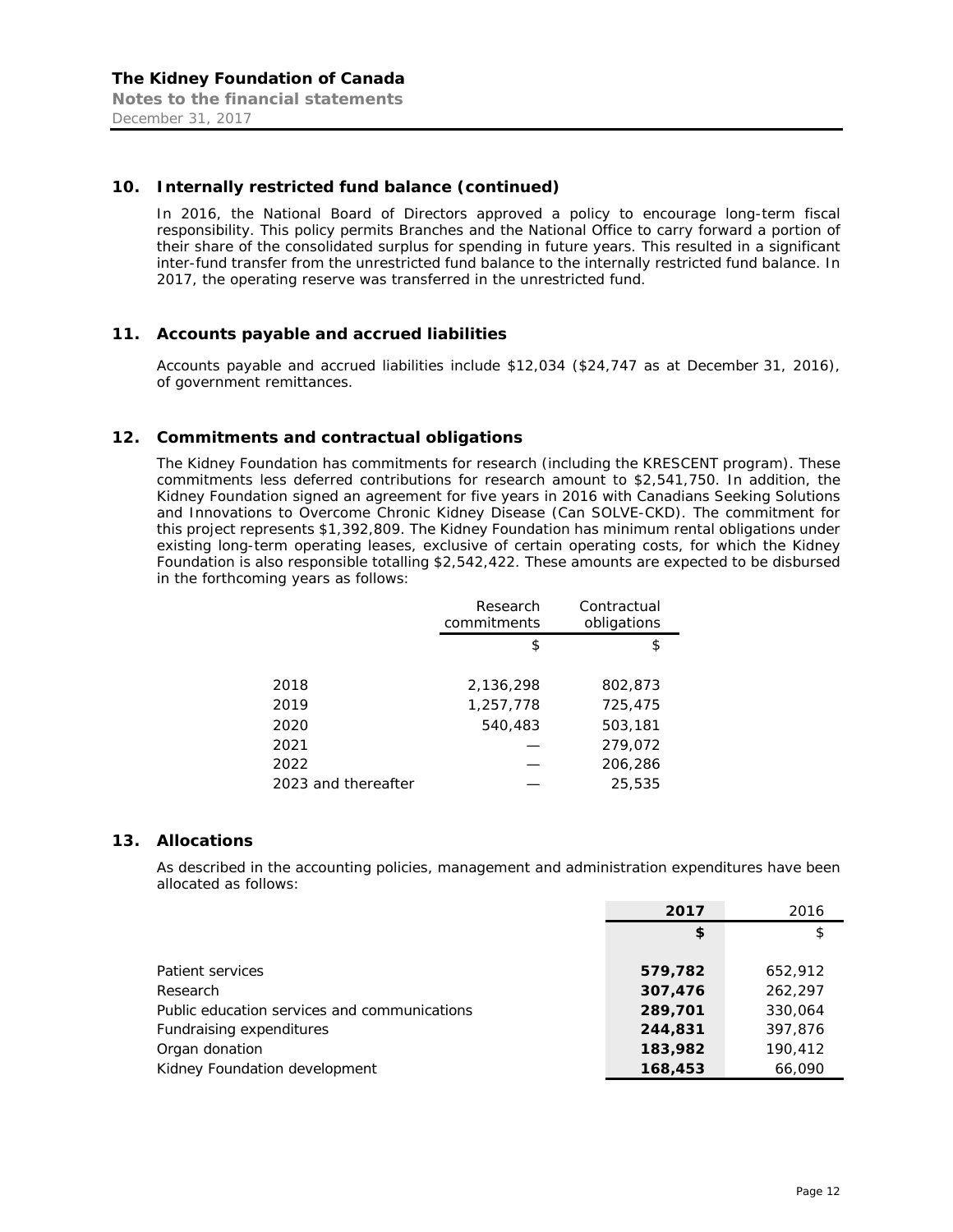## 10. Internally restricted fund balance (continued)

In 2016, the National Board of Directors approved a policy to encourage long-term fiscal responsibility. This policy permits Branches and the National Office to carry forward a portion of their share of the consolidated surplus for spending in future years. This resulted in a significant inter-fund transfer from the unrestricted fund balance to the internally restricted fund balance. In 2017, the operating reserve was transferred in the unrestricted fund.

## 11. Accounts payable and accrued liabilities

Accounts payable and accrued liabilities include $12,034 ($24,747 as at December 31, 2016), of government remittances.

## 12. Commitments and contractual obligations

The Kidney Foundation has commitments for research (including the KRESCENT program). These commitments less deferred contributions for research amount to $2,541,750. In addition, the Kidney Foundation signed an agreement for five years in 2016 with Canadians Seeking Solutions and Innovations to Overcome Chronic Kidney Disease (Can SOLVE-CKD). The commitment for this project represents $1,392,809. The Kidney Foundation has minimum rental obligations under existing long-term operating leases, exclusive of certain operating costs, for which the Kidney Foundation is also responsible totalling $2,542,422. These amounts are expected to be disbursed in the forthcoming years as follows:

| | Research commitments | Contractual obligations |
|---|---|---|
| | $ | $ |
| 2018 | 2,136,298 | 802,873 |
| 2019 | 1,257,778 | 725,475 |
| 2020 | 540,483 | 503,181 |
| 2021 | — | 279,072 |
| 2022 | — | 206,286 |
| 2023 and thereafter | — | 25,535 |

## 13. Allocations

As described in the accounting policies, management and administration expenditures have been allocated as follows:

| | **2017** | 2016 |
|---|---|---|
| | **$** | $ |
| Patient services | **579,782** | 652,912 |
| Research | **307,476** | 262,297 |
| Public education services and communications | **289,701** | 330,064 |
| Fundraising expenditures | **244,831** | 397,876 |
| Organ donation | **183,982** | 190,412 |
| Kidney Foundation development | **168,453** | 66,090 |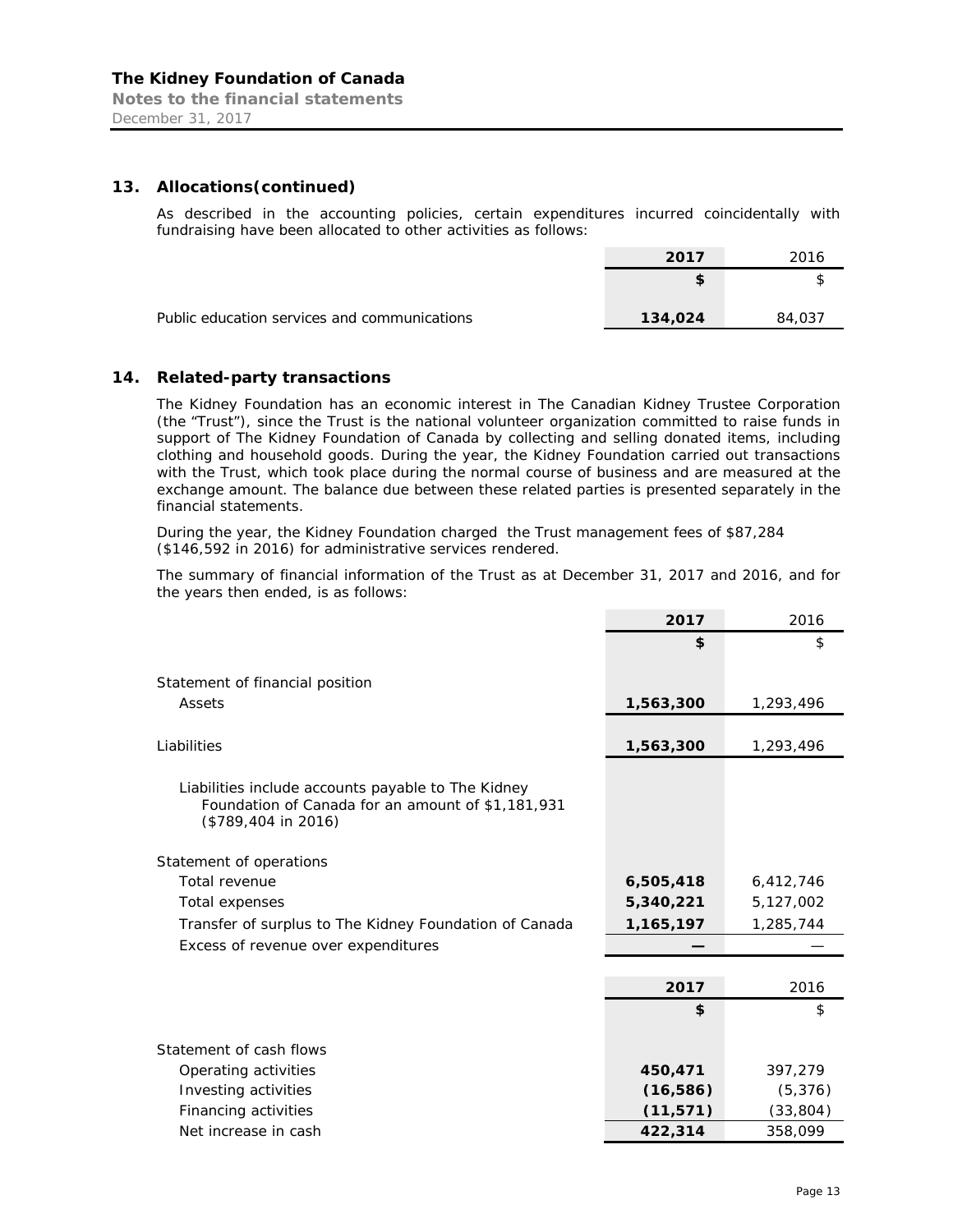## 13. Allocations(continued)

As described in the accounting policies, certain expenditures incurred coincidentally with fundraising have been allocated to other activities as follows:

| | 2017 | 2016 |
|---|---|---|
| | $ | $ |
| Public education services and communications | 134,024 | 84,037 |

## 14. Related-party transactions

The Kidney Foundation has an economic interest in The Canadian Kidney Trustee Corporation (the "Trust"), since the Trust is the national volunteer organization committed to raise funds in support of The Kidney Foundation of Canada by collecting and selling donated items, including clothing and household goods. During the year, the Kidney Foundation carried out transactions with the Trust, which took place during the normal course of business and are measured at the exchange amount. The balance due between these related parties is presented separately in the financial statements.

During the year, the Kidney Foundation charged the Trust management fees of $87,284 ($146,592 in 2016) for administrative services rendered.

The summary of financial information of the Trust as at December 31, 2017 and 2016, and for the years then ended, is as follows:

| | 2017 | 2016 |
|---|---|---|
| | $ | $ |
| Statement of financial position | | |
| Assets | 1,563,300 | 1,293,496 |
| Liabilities | 1,563,300 | 1,293,496 |
| Liabilities include accounts payable to The Kidney Foundation of Canada for an amount of $1,181,931 ($789,404 in 2016) | | |
| Statement of operations | | |
| Total revenue | 6,505,418 | 6,412,746 |
| Total expenses | 5,340,221 | 5,127,002 |
| Transfer of surplus to The Kidney Foundation of Canada | 1,165,197 | 1,285,744 |
| Excess of revenue over expenditures | — | — |

| | 2017 | 2016 |
|---|---|---|
| | $ | $ |
| Statement of cash flows | | |
| Operating activities | 450,471 | 397,279 |
| Investing activities | (16,586) | (5,376) |
| Financing activities | (11,571) | (33,804) |
| Net increase in cash | 422,314 | 358,099 |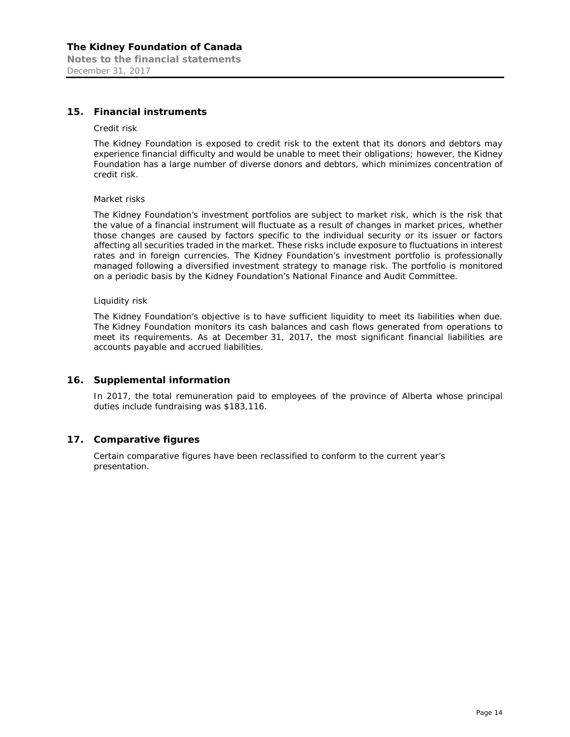## 15. Financial instruments

Credit risk

The Kidney Foundation is exposed to credit risk to the extent that its donors and debtors may experience financial difficulty and would be unable to meet their obligations; however, the Kidney Foundation has a large number of diverse donors and debtors, which minimizes concentration of credit risk.

Market risks

The Kidney Foundation's investment portfolios are subject to market risk, which is the risk that the value of a financial instrument will fluctuate as a result of changes in market prices, whether those changes are caused by factors specific to the individual security or its issuer or factors affecting all securities traded in the market. These risks include exposure to fluctuations in interest rates and in foreign currencies. The Kidney Foundation's investment portfolio is professionally managed following a diversified investment strategy to manage risk. The portfolio is monitored on a periodic basis by the Kidney Foundation's National Finance and Audit Committee.

Liquidity risk

The Kidney Foundation's objective is to have sufficient liquidity to meet its liabilities when due. The Kidney Foundation monitors its cash balances and cash flows generated from operations to meet its requirements. As at December 31, 2017, the most significant financial liabilities are accounts payable and accrued liabilities.

## 16. Supplemental information

In 2017, the total remuneration paid to employees of the province of Alberta whose principal duties include fundraising was $183,116.

## 17. Comparative figures

Certain comparative figures have been reclassified to conform to the current year's presentation.